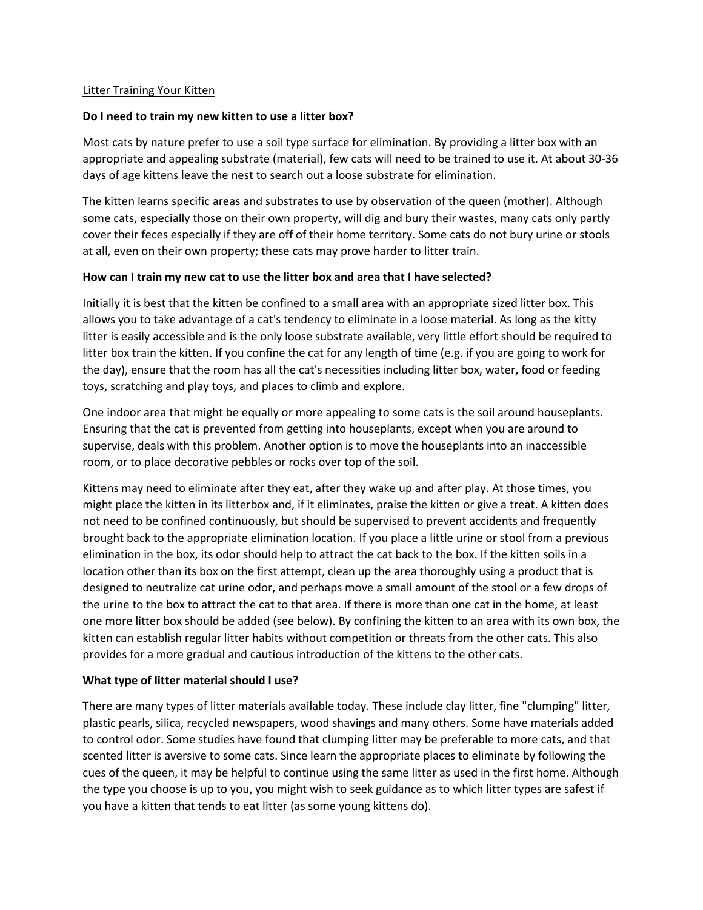<u>Litter Training Your Kitten</u>

**Do I need to train my new kitten to use a litter box?**

Most cats by nature prefer to use a soil type surface for elimination. By providing a litter box with an appropriate and appealing substrate (material), few cats will need to be trained to use it. At about 30-36 days of age kittens leave the nest to search out a loose substrate for elimination.

The kitten learns specific areas and substrates to use by observation of the queen (mother). Although some cats, especially those on their own property, will dig and bury their wastes, many cats only partly cover their feces especially if they are off of their home territory. Some cats do not bury urine or stools at all, even on their own property; these cats may prove harder to litter train.

**How can I train my new cat to use the litter box and area that I have selected?**

Initially it is best that the kitten be confined to a small area with an appropriate sized litter box. This allows you to take advantage of a cat's tendency to eliminate in a loose material. As long as the kitty litter is easily accessible and is the only loose substrate available, very little effort should be required to litter box train the kitten. If you confine the cat for any length of time (e.g. if you are going to work for the day), ensure that the room has all the cat's necessities including litter box, water, food or feeding toys, scratching and play toys, and places to climb and explore.

One indoor area that might be equally or more appealing to some cats is the soil around houseplants. Ensuring that the cat is prevented from getting into houseplants, except when you are around to supervise, deals with this problem. Another option is to move the houseplants into an inaccessible room, or to place decorative pebbles or rocks over top of the soil.

Kittens may need to eliminate after they eat, after they wake up and after play. At those times, you might place the kitten in its litterbox and, if it eliminates, praise the kitten or give a treat. A kitten does not need to be confined continuously, but should be supervised to prevent accidents and frequently brought back to the appropriate elimination location. If you place a little urine or stool from a previous elimination in the box, its odor should help to attract the cat back to the box. If the kitten soils in a location other than its box on the first attempt, clean up the area thoroughly using a product that is designed to neutralize cat urine odor, and perhaps move a small amount of the stool or a few drops of the urine to the box to attract the cat to that area. If there is more than one cat in the home, at least one more litter box should be added (see below). By confining the kitten to an area with its own box, the kitten can establish regular litter habits without competition or threats from the other cats. This also provides for a more gradual and cautious introduction of the kittens to the other cats.

**What type of litter material should I use?**

There are many types of litter materials available today. These include clay litter, fine "clumping" litter, plastic pearls, silica, recycled newspapers, wood shavings and many others. Some have materials added to control odor. Some studies have found that clumping litter may be preferable to more cats, and that scented litter is aversive to some cats. Since learn the appropriate places to eliminate by following the cues of the queen, it may be helpful to continue using the same litter as used in the first home. Although the type you choose is up to you, you might wish to seek guidance as to which litter types are safest if you have a kitten that tends to eat litter (as some young kittens do).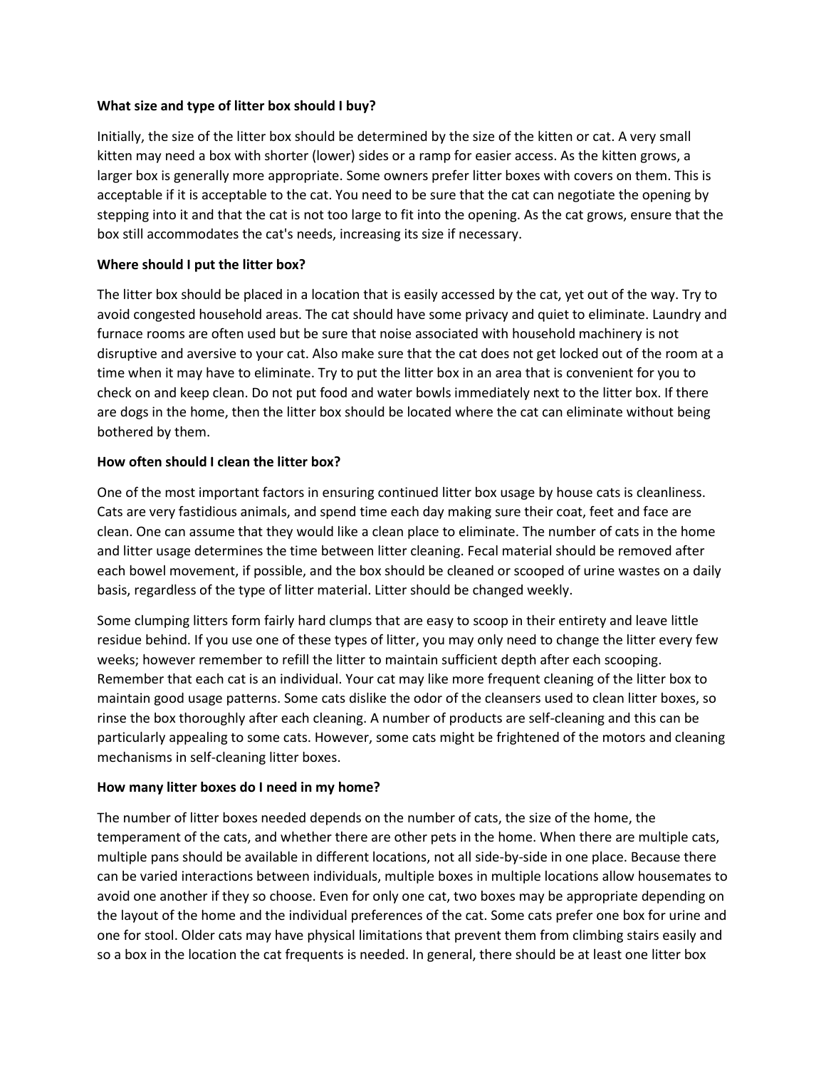**What size and type of litter box should I buy?**

Initially, the size of the litter box should be determined by the size of the kitten or cat. A very small kitten may need a box with shorter (lower) sides or a ramp for easier access. As the kitten grows, a larger box is generally more appropriate. Some owners prefer litter boxes with covers on them. This is acceptable if it is acceptable to the cat. You need to be sure that the cat can negotiate the opening by stepping into it and that the cat is not too large to fit into the opening. As the cat grows, ensure that the box still accommodates the cat's needs, increasing its size if necessary.

**Where should I put the litter box?**

The litter box should be placed in a location that is easily accessed by the cat, yet out of the way. Try to avoid congested household areas. The cat should have some privacy and quiet to eliminate. Laundry and furnace rooms are often used but be sure that noise associated with household machinery is not disruptive and aversive to your cat. Also make sure that the cat does not get locked out of the room at a time when it may have to eliminate. Try to put the litter box in an area that is convenient for you to check on and keep clean. Do not put food and water bowls immediately next to the litter box. If there are dogs in the home, then the litter box should be located where the cat can eliminate without being bothered by them.

**How often should I clean the litter box?**

One of the most important factors in ensuring continued litter box usage by house cats is cleanliness. Cats are very fastidious animals, and spend time each day making sure their coat, feet and face are clean. One can assume that they would like a clean place to eliminate. The number of cats in the home and litter usage determines the time between litter cleaning. Fecal material should be removed after each bowel movement, if possible, and the box should be cleaned or scooped of urine wastes on a daily basis, regardless of the type of litter material. Litter should be changed weekly.

Some clumping litters form fairly hard clumps that are easy to scoop in their entirety and leave little residue behind. If you use one of these types of litter, you may only need to change the litter every few weeks; however remember to refill the litter to maintain sufficient depth after each scooping. Remember that each cat is an individual. Your cat may like more frequent cleaning of the litter box to maintain good usage patterns. Some cats dislike the odor of the cleansers used to clean litter boxes, so rinse the box thoroughly after each cleaning. A number of products are self-cleaning and this can be particularly appealing to some cats. However, some cats might be frightened of the motors and cleaning mechanisms in self-cleaning litter boxes.

**How many litter boxes do I need in my home?**

The number of litter boxes needed depends on the number of cats, the size of the home, the temperament of the cats, and whether there are other pets in the home. When there are multiple cats, multiple pans should be available in different locations, not all side-by-side in one place. Because there can be varied interactions between individuals, multiple boxes in multiple locations allow housemates to avoid one another if they so choose. Even for only one cat, two boxes may be appropriate depending on the layout of the home and the individual preferences of the cat. Some cats prefer one box for urine and one for stool. Older cats may have physical limitations that prevent them from climbing stairs easily and so a box in the location the cat frequents is needed. In general, there should be at least one litter box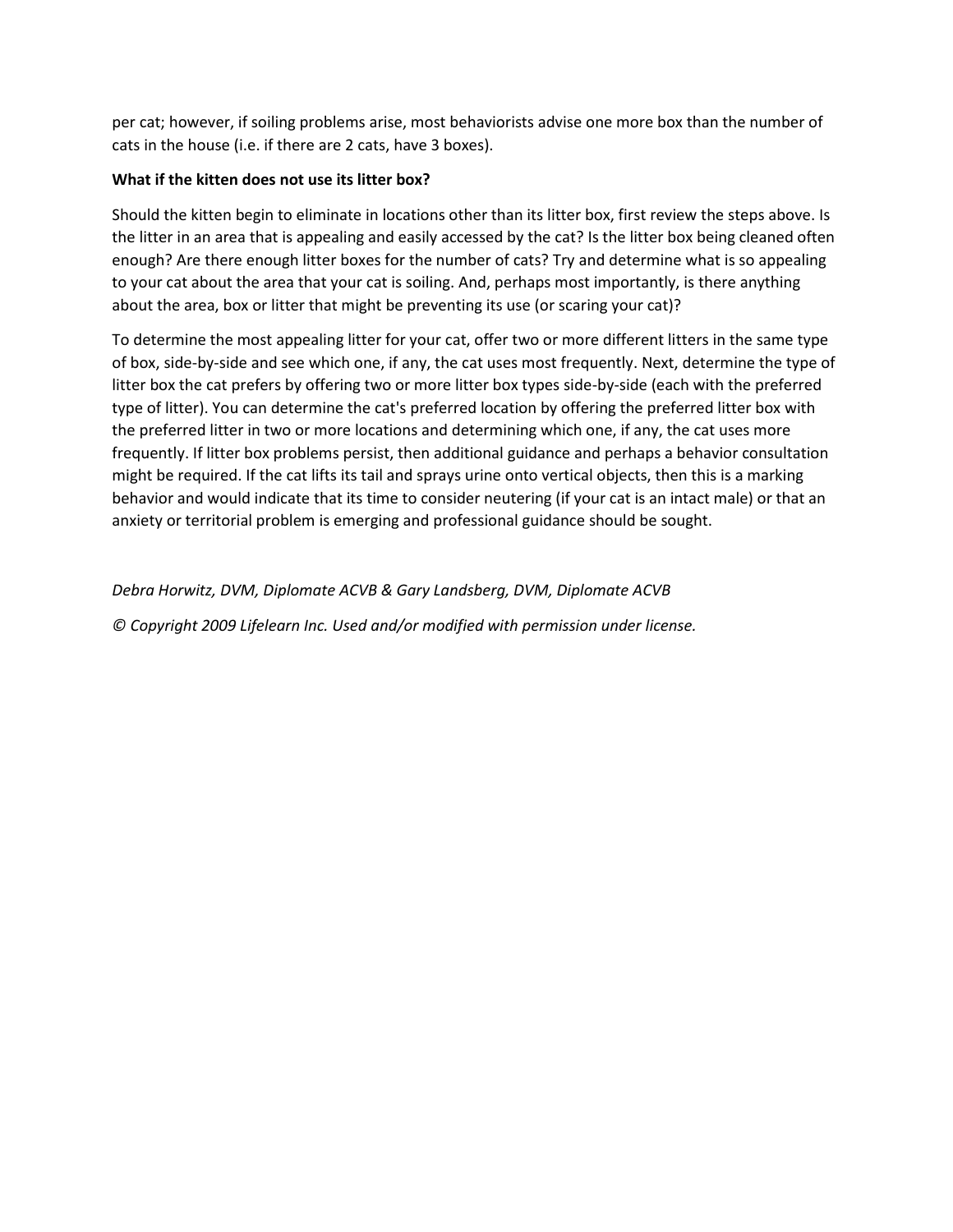per cat; however, if soiling problems arise, most behaviorists advise one more box than the number of cats in the house (i.e. if there are 2 cats, have 3 boxes).

**What if the kitten does not use its litter box?**

Should the kitten begin to eliminate in locations other than its litter box, first review the steps above. Is the litter in an area that is appealing and easily accessed by the cat? Is the litter box being cleaned often enough? Are there enough litter boxes for the number of cats? Try and determine what is so appealing to your cat about the area that your cat is soiling. And, perhaps most importantly, is there anything about the area, box or litter that might be preventing its use (or scaring your cat)?

To determine the most appealing litter for your cat, offer two or more different litters in the same type of box, side-by-side and see which one, if any, the cat uses most frequently. Next, determine the type of litter box the cat prefers by offering two or more litter box types side-by-side (each with the preferred type of litter). You can determine the cat's preferred location by offering the preferred litter box with the preferred litter in two or more locations and determining which one, if any, the cat uses more frequently. If litter box problems persist, then additional guidance and perhaps a behavior consultation might be required. If the cat lifts its tail and sprays urine onto vertical objects, then this is a marking behavior and would indicate that its time to consider neutering (if your cat is an intact male) or that an anxiety or territorial problem is emerging and professional guidance should be sought.

*Debra Horwitz, DVM, Diplomate ACVB & Gary Landsberg, DVM, Diplomate ACVB*

*© Copyright 2009 Lifelearn Inc. Used and/or modified with permission under license.*